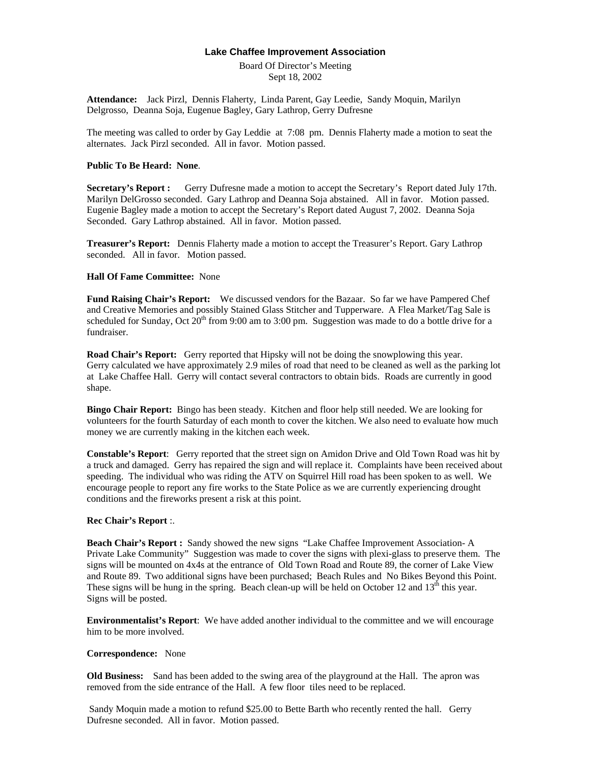# Lake Chaffee Improvement Association

Board Of Director's Meeting
Sept 18, 2002

**Attendance:** Jack Pirzl, Dennis Flaherty, Linda Parent, Gay Leedie, Sandy Moquin, Marilyn Delgrosso, Deanna Soja, Eugenue Bagley, Gary Lathrop, Gerry Dufresne

The meeting was called to order by Gay Leddie at 7:08 pm. Dennis Flaherty made a motion to seat the alternates. Jack Pirzl seconded. All in favor. Motion passed.

**Public To Be Heard: None**.

**Secretary's Report :** Gerry Dufresne made a motion to accept the Secretary's Report dated July 17th. Marilyn DelGrosso seconded. Gary Lathrop and Deanna Soja abstained. All in favor. Motion passed. Eugenie Bagley made a motion to accept the Secretary's Report dated August 7, 2002. Deanna Soja Seconded. Gary Lathrop abstained. All in favor. Motion passed.

**Treasurer's Report:** Dennis Flaherty made a motion to accept the Treasurer's Report. Gary Lathrop seconded. All in favor. Motion passed.

**Hall Of Fame Committee:** None

**Fund Raising Chair's Report:** We discussed vendors for the Bazaar. So far we have Pampered Chef and Creative Memories and possibly Stained Glass Stitcher and Tupperware. A Flea Market/Tag Sale is scheduled for Sunday, Oct 20th from 9:00 am to 3:00 pm. Suggestion was made to do a bottle drive for a fundraiser.

**Road Chair's Report:** Gerry reported that Hipsky will not be doing the snowplowing this year. Gerry calculated we have approximately 2.9 miles of road that need to be cleaned as well as the parking lot at Lake Chaffee Hall. Gerry will contact several contractors to obtain bids. Roads are currently in good shape.

**Bingo Chair Report:** Bingo has been steady. Kitchen and floor help still needed. We are looking for volunteers for the fourth Saturday of each month to cover the kitchen. We also need to evaluate how much money we are currently making in the kitchen each week.

**Constable's Report**: Gerry reported that the street sign on Amidon Drive and Old Town Road was hit by a truck and damaged. Gerry has repaired the sign and will replace it. Complaints have been received about speeding. The individual who was riding the ATV on Squirrel Hill road has been spoken to as well. We encourage people to report any fire works to the State Police as we are currently experiencing drought conditions and the fireworks present a risk at this point.

**Rec Chair's Report** :.

**Beach Chair's Report :** Sandy showed the new signs "Lake Chaffee Improvement Association- A Private Lake Community" Suggestion was made to cover the signs with plexi-glass to preserve them. The signs will be mounted on 4x4s at the entrance of Old Town Road and Route 89, the corner of Lake View and Route 89. Two additional signs have been purchased; Beach Rules and No Bikes Beyond this Point. These signs will be hung in the spring. Beach clean-up will be held on October 12 and 13th this year. Signs will be posted.

**Environmentalist's Report**: We have added another individual to the committee and we will encourage him to be more involved.

**Correspondence:** None

**Old Business:** Sand has been added to the swing area of the playground at the Hall. The apron was removed from the side entrance of the Hall. A few floor tiles need to be replaced.

Sandy Moquin made a motion to refund $25.00 to Bette Barth who recently rented the hall. Gerry Dufresne seconded. All in favor. Motion passed.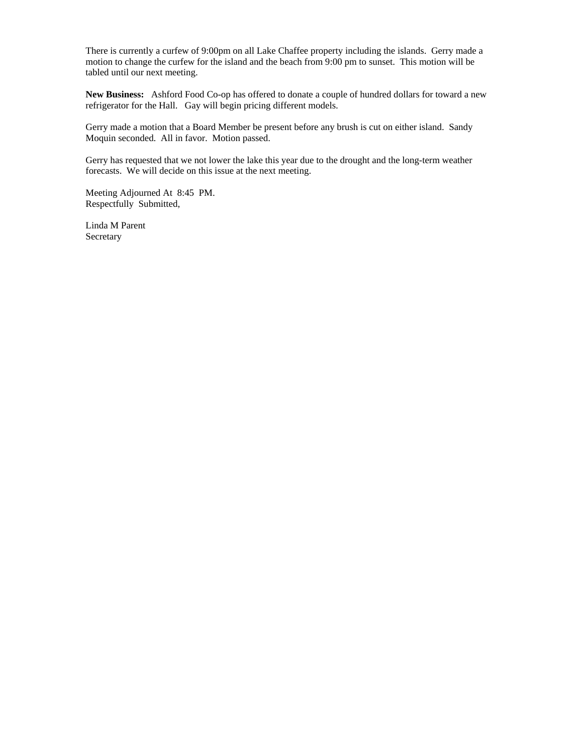There is currently a curfew of 9:00pm on all Lake Chaffee property including the islands. Gerry made a motion to change the curfew for the island and the beach from 9:00 pm to sunset. This motion will be tabled until our next meeting.

**New Business:** Ashford Food Co-op has offered to donate a couple of hundred dollars for toward a new refrigerator for the Hall. Gay will begin pricing different models.

Gerry made a motion that a Board Member be present before any brush is cut on either island. Sandy Moquin seconded. All in favor. Motion passed.

Gerry has requested that we not lower the lake this year due to the drought and the long-term weather forecasts. We will decide on this issue at the next meeting.

Meeting Adjourned At 8:45 PM.
Respectfully Submitted,

Linda M Parent
Secretary